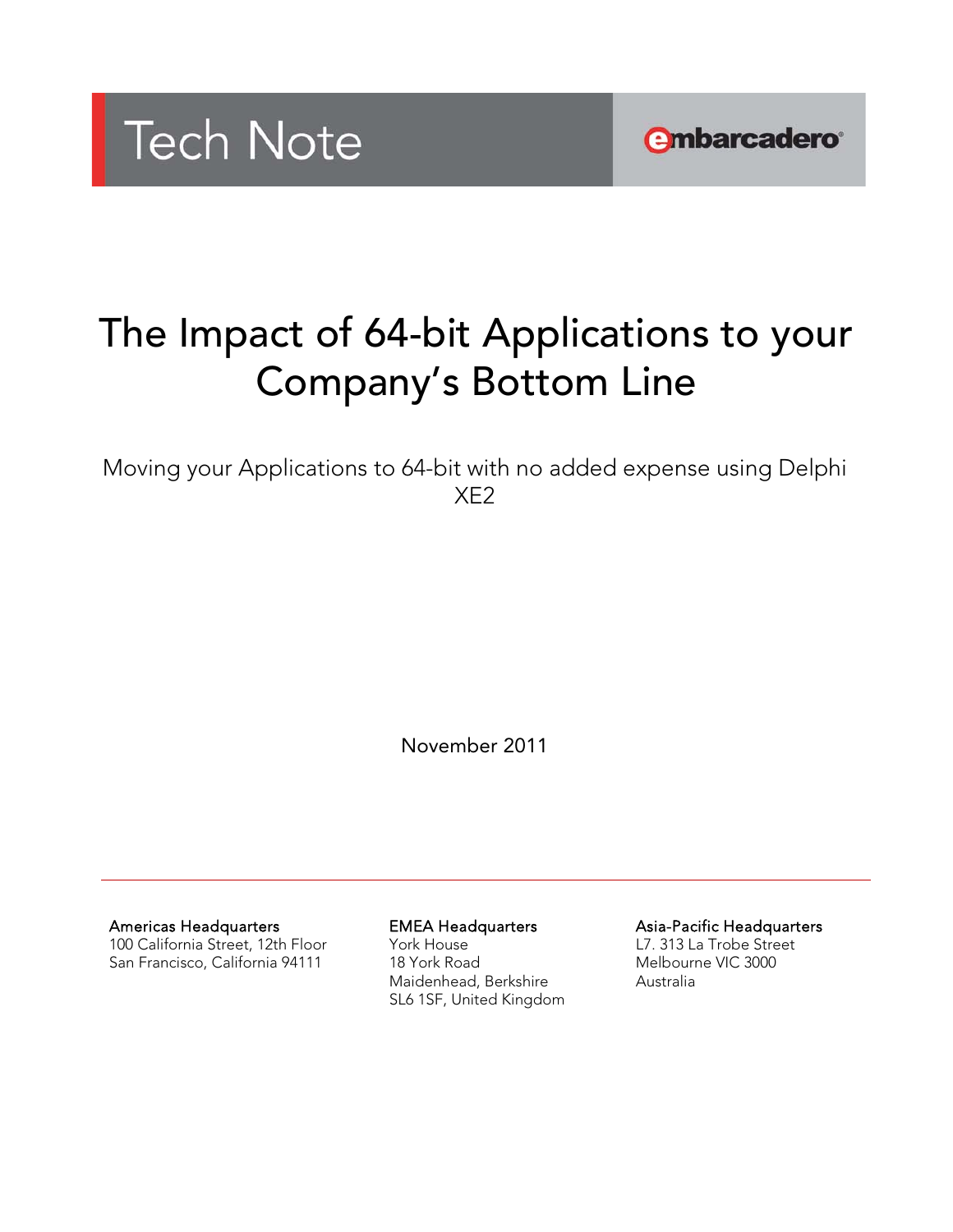Tech Note

embarcadero

# The Impact of 64-bit Applications to your Company's Bottom Line

Moving your Applications to 64-bit with no added expense using Delphi XE2

November 2011

---

**Americas Headquarters**
100 California Street, 12th Floor
San Francisco, California 94111

**EMEA Headquarters**
York House
18 York Road
Maidenhead, Berkshire
SL6 1SF, United Kingdom

**Asia-Pacific Headquarters**
L7. 313 La Trobe Street
Melbourne VIC 3000
Australia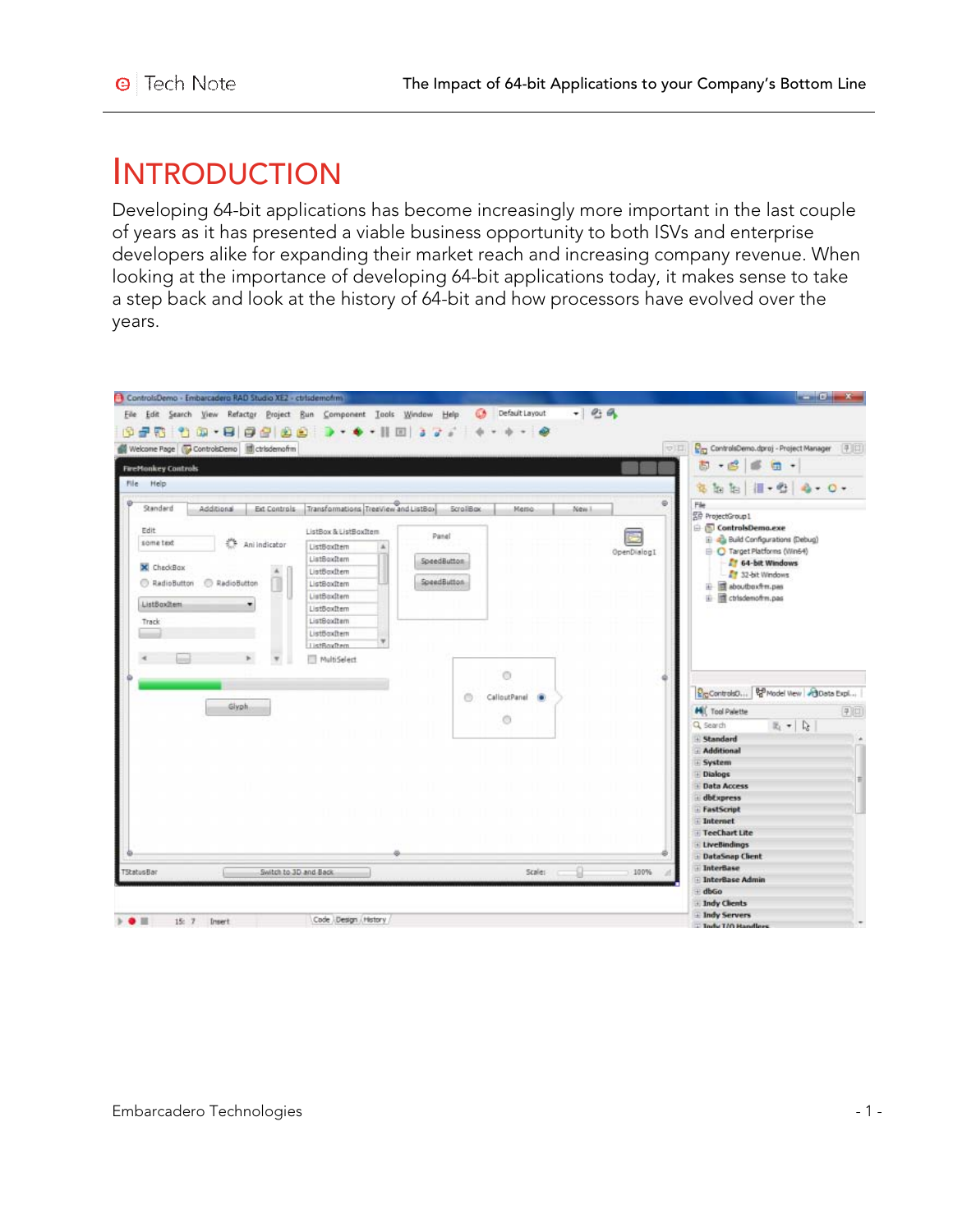# INTRODUCTION

Developing 64-bit applications has become increasingly more important in the last couple of years as it has presented a viable business opportunity to both ISVs and enterprise developers alike for expanding their market reach and increasing company revenue. When looking at the importance of developing 64-bit applications today, it makes sense to take a step back and look at the history of 64-bit and how processors have evolved over the years.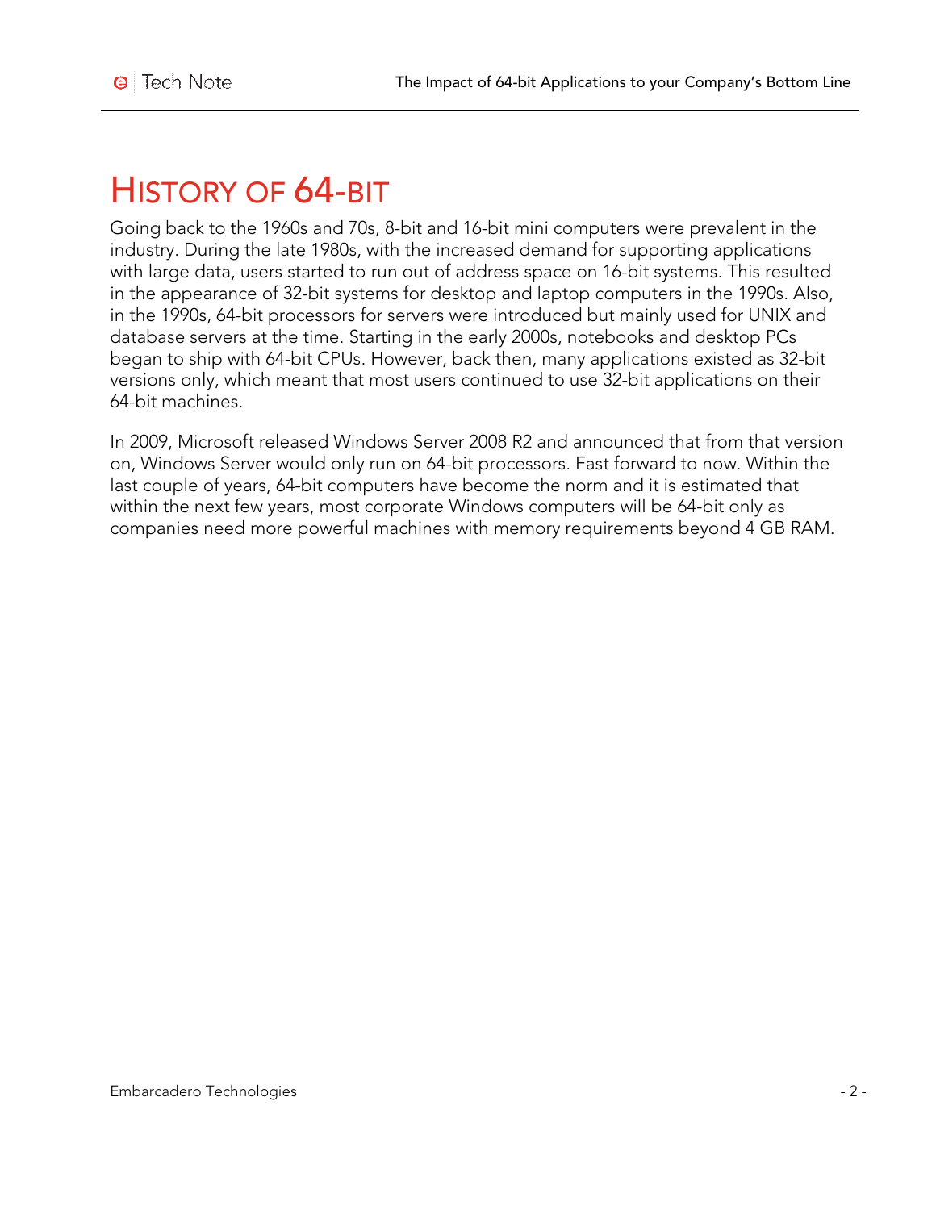# HISTORY OF 64-BIT

Going back to the 1960s and 70s, 8-bit and 16-bit mini computers were prevalent in the industry. During the late 1980s, with the increased demand for supporting applications with large data, users started to run out of address space on 16-bit systems. This resulted in the appearance of 32-bit systems for desktop and laptop computers in the 1990s. Also, in the 1990s, 64-bit processors for servers were introduced but mainly used for UNIX and database servers at the time. Starting in the early 2000s, notebooks and desktop PCs began to ship with 64-bit CPUs. However, back then, many applications existed as 32-bit versions only, which meant that most users continued to use 32-bit applications on their 64-bit machines.

In 2009, Microsoft released Windows Server 2008 R2 and announced that from that version on, Windows Server would only run on 64-bit processors. Fast forward to now. Within the last couple of years, 64-bit computers have become the norm and it is estimated that within the next few years, most corporate Windows computers will be 64-bit only as companies need more powerful machines with memory requirements beyond 4 GB RAM.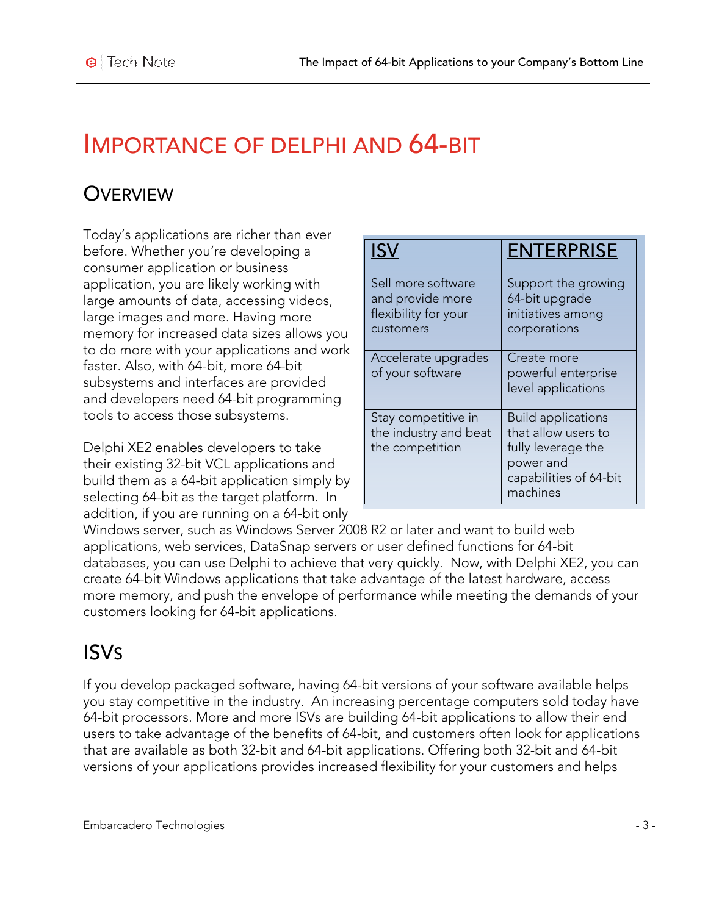# IMPORTANCE OF DELPHI AND 64-BIT

## OVERVIEW

Today's applications are richer than ever before. Whether you're developing a consumer application or business application, you are likely working with large amounts of data, accessing videos, large images and more. Having more memory for increased data sizes allows you to do more with your applications and work faster. Also, with 64-bit, more 64-bit subsystems and interfaces are provided and developers need 64-bit programming tools to access those subsystems.

| ISV | ENTERPRISE |
|---|---|
| Sell more software and provide more flexibility for your customers | Support the growing 64-bit upgrade initiatives among corporations |
| Accelerate upgrades of your software | Create more powerful enterprise level applications |
| Stay competitive in the industry and beat the competition | Build applications that allow users to fully leverage the power and capabilities of 64-bit machines |

Delphi XE2 enables developers to take their existing 32-bit VCL applications and build them as a 64-bit application simply by selecting 64-bit as the target platform. In addition, if you are running on a 64-bit only Windows server, such as Windows Server 2008 R2 or later and want to build web applications, web services, DataSnap servers or user defined functions for 64-bit databases, you can use Delphi to achieve that very quickly. Now, with Delphi XE2, you can create 64-bit Windows applications that take advantage of the latest hardware, access more memory, and push the envelope of performance while meeting the demands of your customers looking for 64-bit applications.

## ISVS

If you develop packaged software, having 64-bit versions of your software available helps you stay competitive in the industry. An increasing percentage computers sold today have 64-bit processors. More and more ISVs are building 64-bit applications to allow their end users to take advantage of the benefits of 64-bit, and customers often look for applications that are available as both 32-bit and 64-bit applications. Offering both 32-bit and 64-bit versions of your applications provides increased flexibility for your customers and helps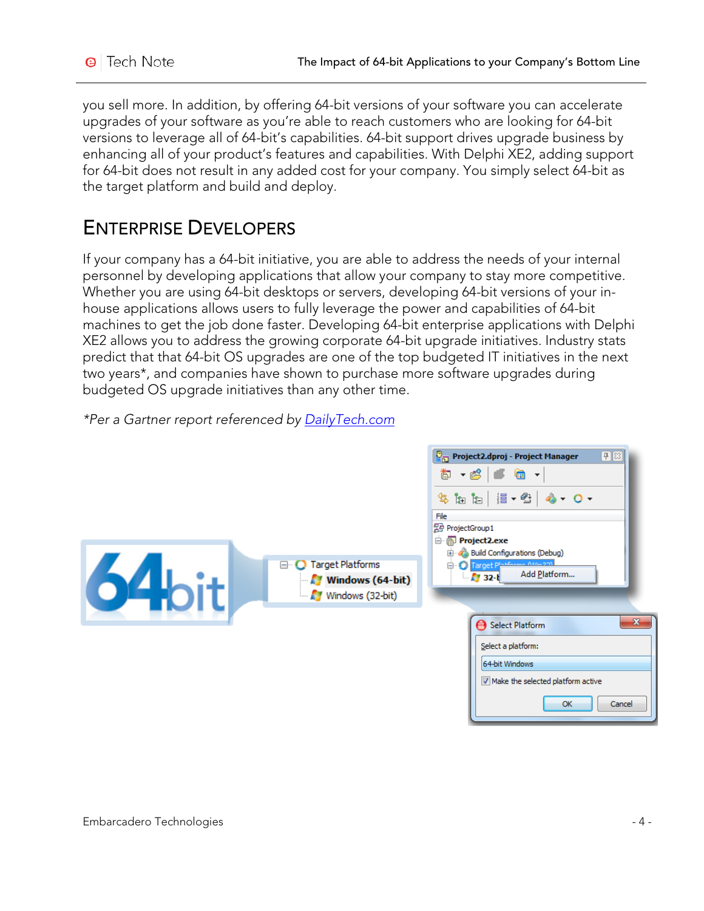you sell more. In addition, by offering 64-bit versions of your software you can accelerate upgrades of your software as you're able to reach customers who are looking for 64-bit versions to leverage all of 64-bit's capabilities. 64-bit support drives upgrade business by enhancing all of your product's features and capabilities. With Delphi XE2, adding support for 64-bit does not result in any added cost for your company. You simply select 64-bit as the target platform and build and deploy.

## Enterprise Developers

If your company has a 64-bit initiative, you are able to address the needs of your internal personnel by developing applications that allow your company to stay more competitive. Whether you are using 64-bit desktops or servers, developing 64-bit versions of your in-house applications allows users to fully leverage the power and capabilities of 64-bit machines to get the job done faster. Developing 64-bit enterprise applications with Delphi XE2 allows you to address the growing corporate 64-bit upgrade initiatives. Industry stats predict that that 64-bit OS upgrades are one of the top budgeted IT initiatives in the next two years*, and companies have shown to purchase more software upgrades during budgeted OS upgrade initiatives than any other time.

*Per a Gartner report referenced by [DailyTech.com]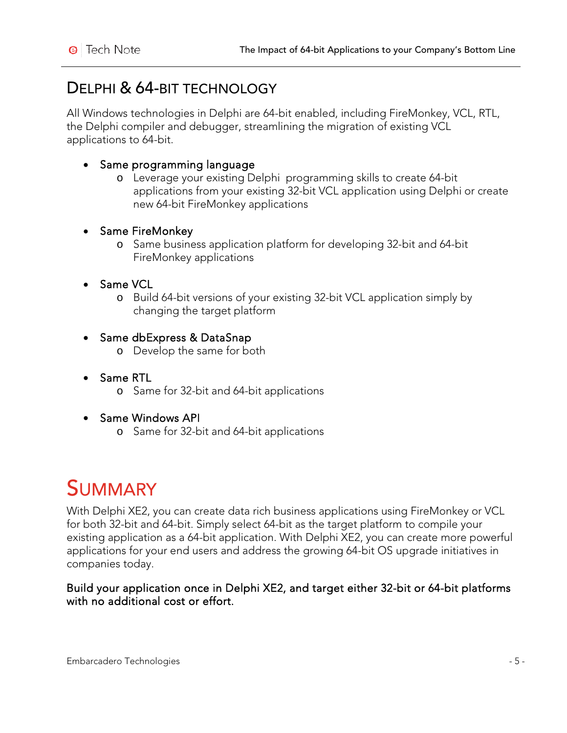## DELPHI & 64-BIT TECHNOLOGY

All Windows technologies in Delphi are 64-bit enabled, including FireMonkey, VCL, RTL, the Delphi compiler and debugger, streamlining the migration of existing VCL applications to 64-bit.

- Same programming language
  - Leverage your existing Delphi programming skills to create 64-bit applications from your existing 32-bit VCL application using Delphi or create new 64-bit FireMonkey applications
- Same FireMonkey
  - Same business application platform for developing 32-bit and 64-bit FireMonkey applications
- Same VCL
  - Build 64-bit versions of your existing 32-bit VCL application simply by changing the target platform
- Same dbExpress & DataSnap
  - Develop the same for both
- Same RTL
  - Same for 32-bit and 64-bit applications
- Same Windows API
  - Same for 32-bit and 64-bit applications

# SUMMARY

With Delphi XE2, you can create data rich business applications using FireMonkey or VCL for both 32-bit and 64-bit. Simply select 64-bit as the target platform to compile your existing application as a 64-bit application. With Delphi XE2, you can create more powerful applications for your end users and address the growing 64-bit OS upgrade initiatives in companies today.

Build your application once in Delphi XE2, and target either 32-bit or 64-bit platforms with no additional cost or effort.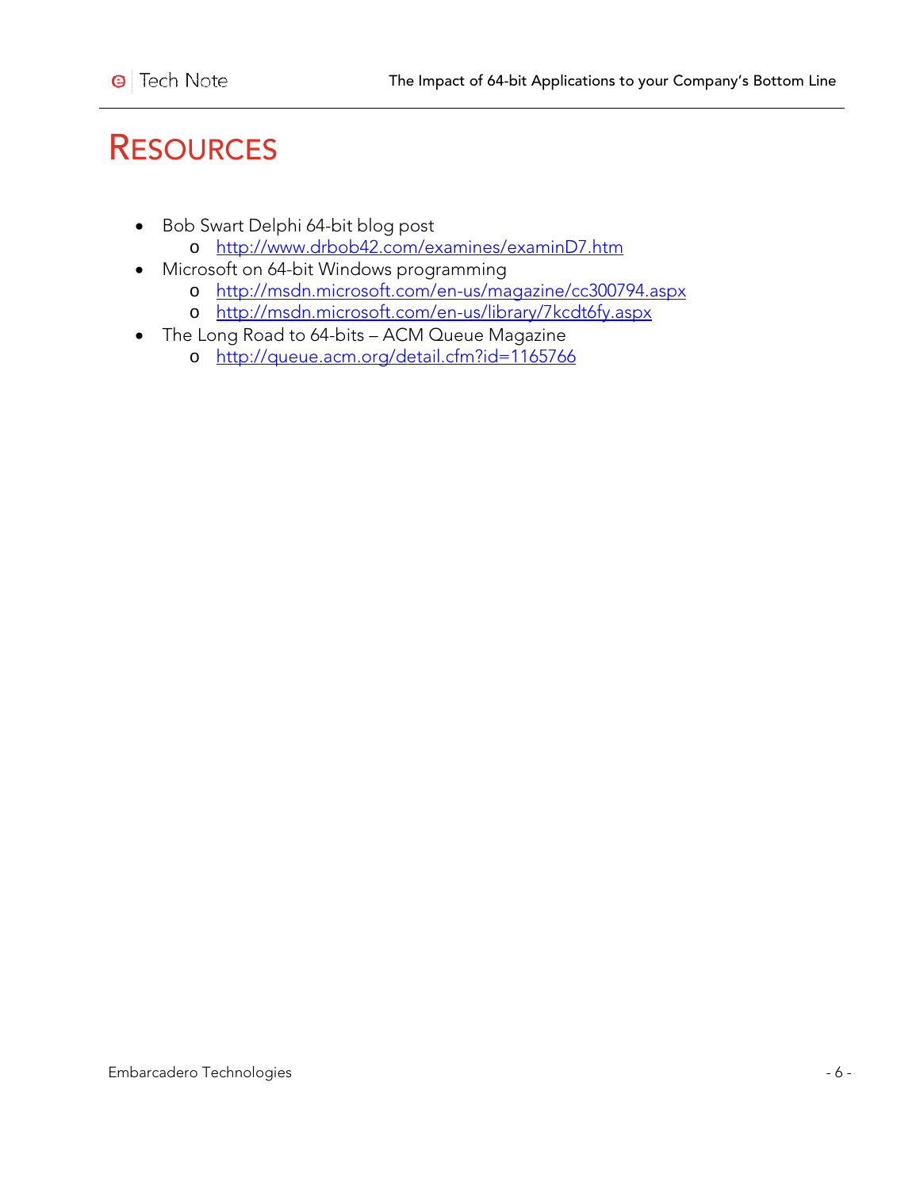# Resources

- Bob Swart Delphi 64-bit blog post
  - http://www.drbob42.com/examines/examinD7.htm
- Microsoft on 64-bit Windows programming
  - http://msdn.microsoft.com/en-us/magazine/cc300794.aspx
  - http://msdn.microsoft.com/en-us/library/7kcdt6fy.aspx
- The Long Road to 64-bits – ACM Queue Magazine
  - http://queue.acm.org/detail.cfm?id=1165766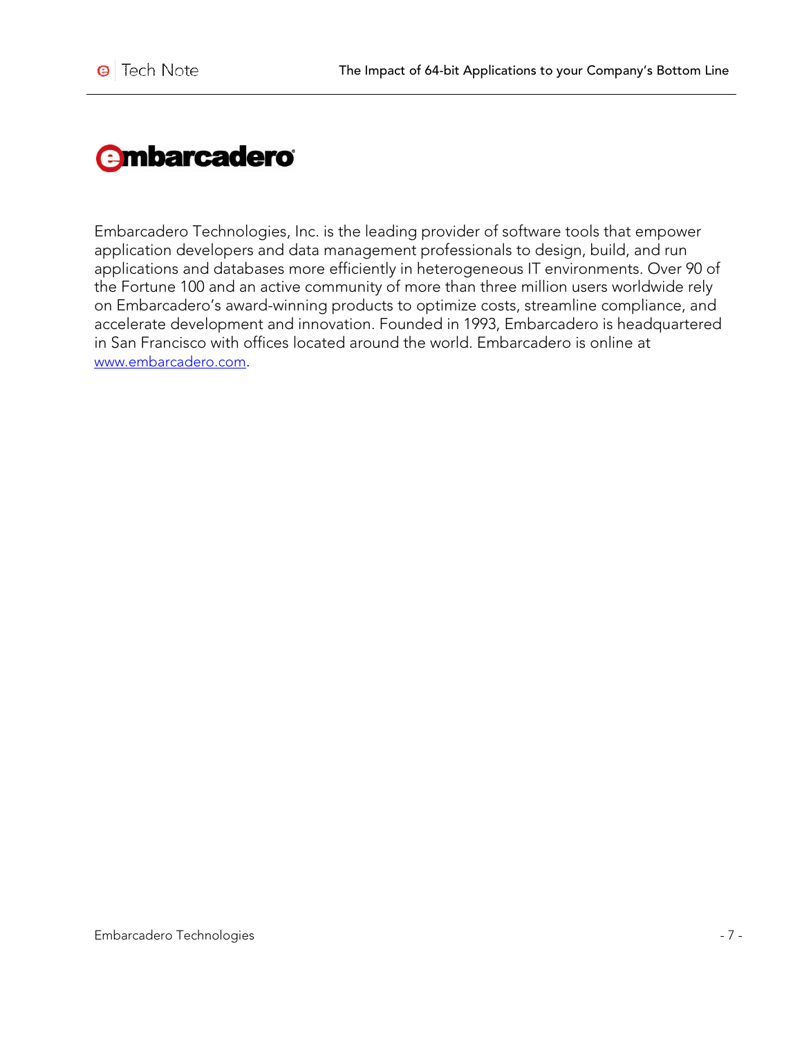Embarcadero Technologies, Inc. is the leading provider of software tools that empower application developers and data management professionals to design, build, and run applications and databases more efficiently in heterogeneous IT environments. Over 90 of the Fortune 100 and an active community of more than three million users worldwide rely on Embarcadero's award-winning products to optimize costs, streamline compliance, and accelerate development and innovation. Founded in 1993, Embarcadero is headquartered in San Francisco with offices located around the world. Embarcadero is online at [www.embarcadero.com](http://www.embarcadero.com).